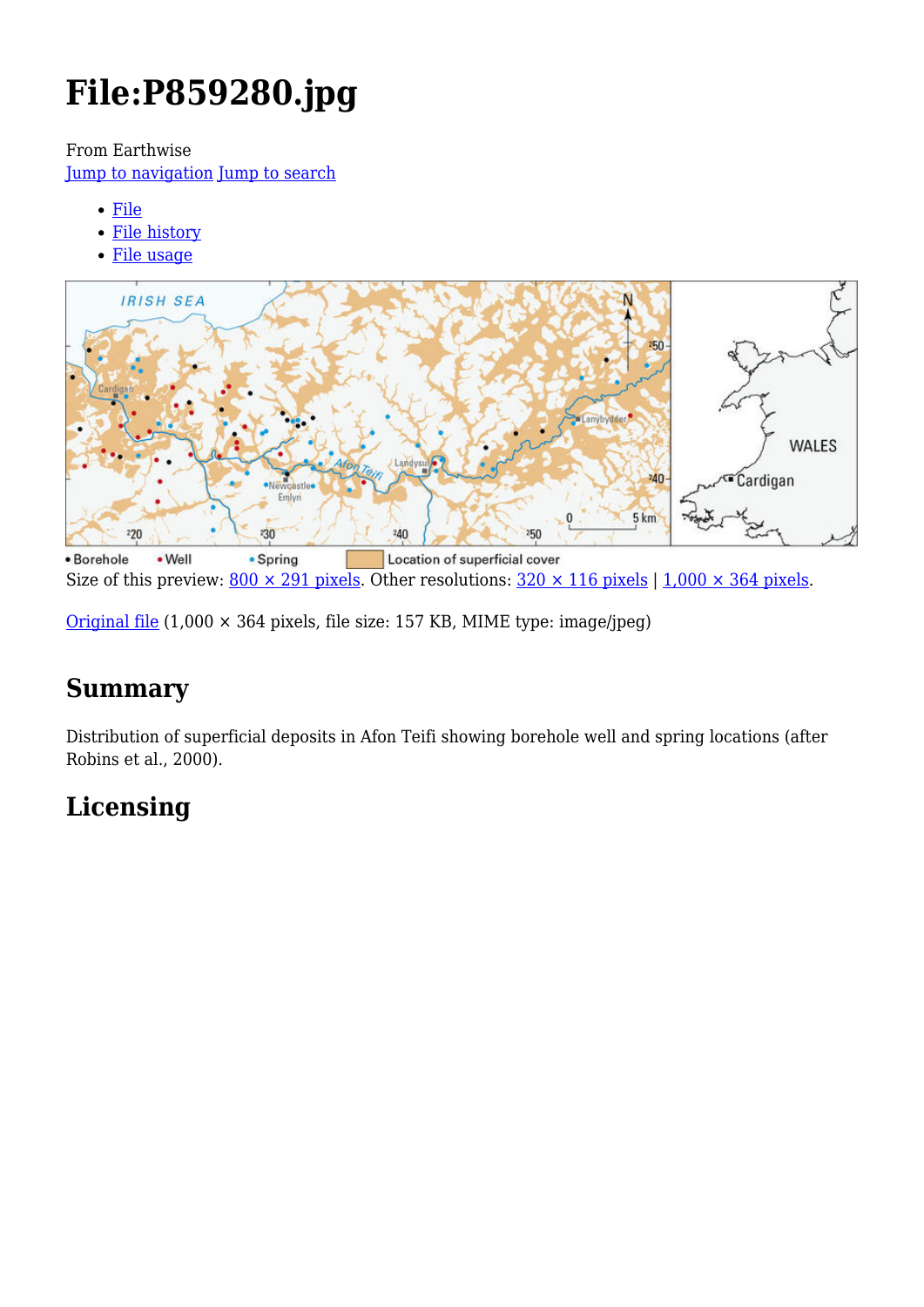# File:P859280.jpg

From Earthwise

Jump to navigation Jump to search

- File
- File history
- File usage

Size of this preview: 800 × 291 pixels. Other resolutions: 320 × 116 pixels | 1,000 × 364 pixels.

Original file (1,000 × 364 pixels, file size: 157 KB, MIME type: image/jpeg)

## Summary

Distribution of superficial deposits in Afon Teifi showing borehole well and spring locations (after Robins et al., 2000).

## Licensing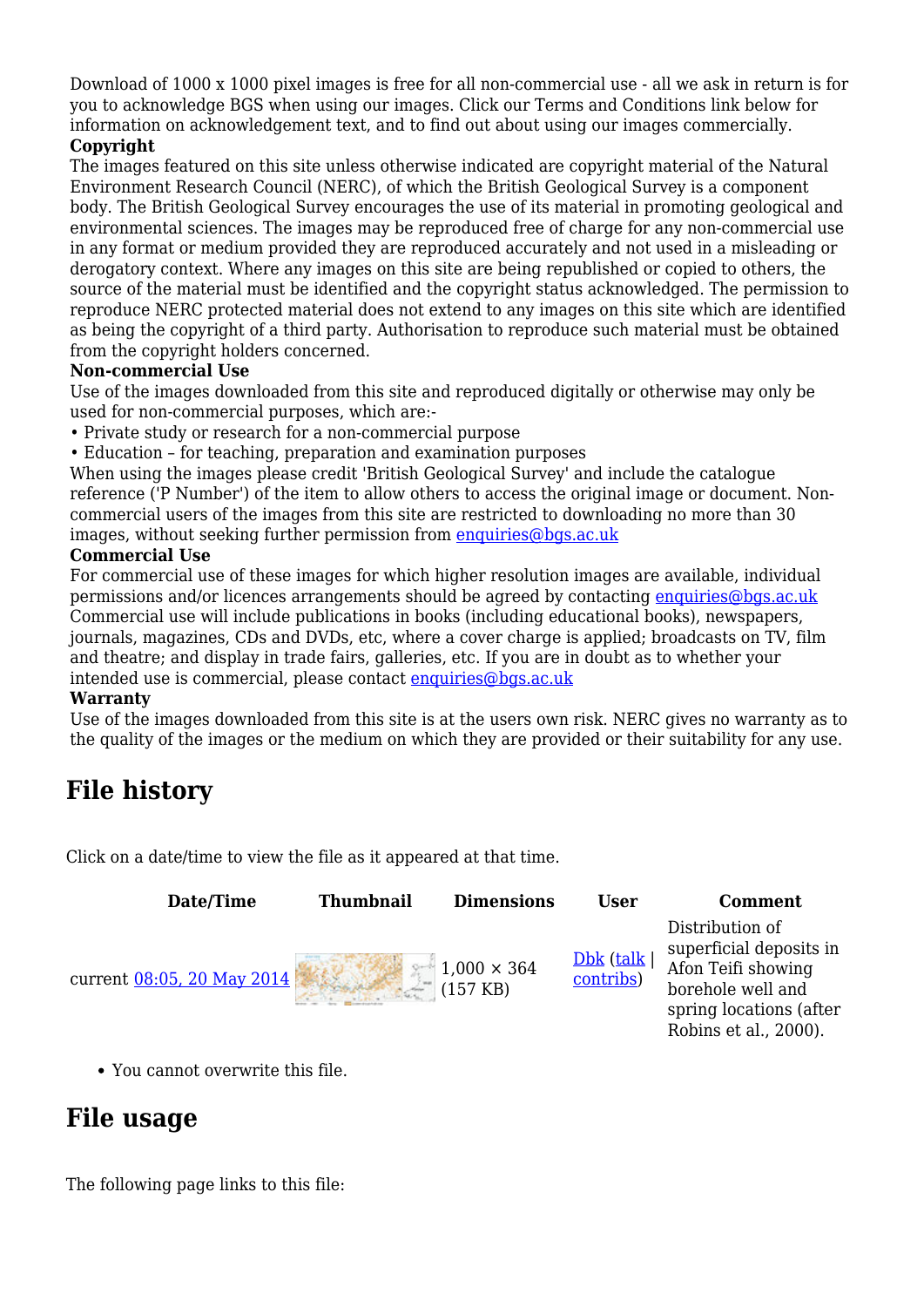Download of 1000 x 1000 pixel images is free for all non-commercial use - all we ask in return is for you to acknowledge BGS when using our images. Click our Terms and Conditions link below for information on acknowledgement text, and to find out about using our images commercially.

**Copyright**

The images featured on this site unless otherwise indicated are copyright material of the Natural Environment Research Council (NERC), of which the British Geological Survey is a component body. The British Geological Survey encourages the use of its material in promoting geological and environmental sciences. The images may be reproduced free of charge for any non-commercial use in any format or medium provided they are reproduced accurately and not used in a misleading or derogatory context. Where any images on this site are being republished or copied to others, the source of the material must be identified and the copyright status acknowledged. The permission to reproduce NERC protected material does not extend to any images on this site which are identified as being the copyright of a third party. Authorisation to reproduce such material must be obtained from the copyright holders concerned.

**Non-commercial Use**

Use of the images downloaded from this site and reproduced digitally or otherwise may only be used for non-commercial purposes, which are:-

- Private study or research for a non-commercial purpose
- Education – for teaching, preparation and examination purposes

When using the images please credit 'British Geological Survey' and include the catalogue reference ('P Number') of the item to allow others to access the original image or document. Non-commercial users of the images from this site are restricted to downloading no more than 30 images, without seeking further permission from enquiries@bgs.ac.uk

**Commercial Use**

For commercial use of these images for which higher resolution images are available, individual permissions and/or licences arrangements should be agreed by contacting enquiries@bgs.ac.uk Commercial use will include publications in books (including educational books), newspapers, journals, magazines, CDs and DVDs, etc, where a cover charge is applied; broadcasts on TV, film and theatre; and display in trade fairs, galleries, etc. If you are in doubt as to whether your intended use is commercial, please contact enquiries@bgs.ac.uk

**Warranty**

Use of the images downloaded from this site is at the users own risk. NERC gives no warranty as to the quality of the images or the medium on which they are provided or their suitability for any use.

## File history

Click on a date/time to view the file as it appeared at that time.

| Date/Time | Thumbnail | Dimensions | User | Comment |
|---|---|---|---|---|
| current 08:05, 20 May 2014 | | 1,000 × 364 (157 KB) | Dbk (talk \| contribs) | Distribution of superficial deposits in Afon Teifi showing borehole well and spring locations (after Robins et al., 2000). |

- You cannot overwrite this file.

## File usage

The following page links to this file: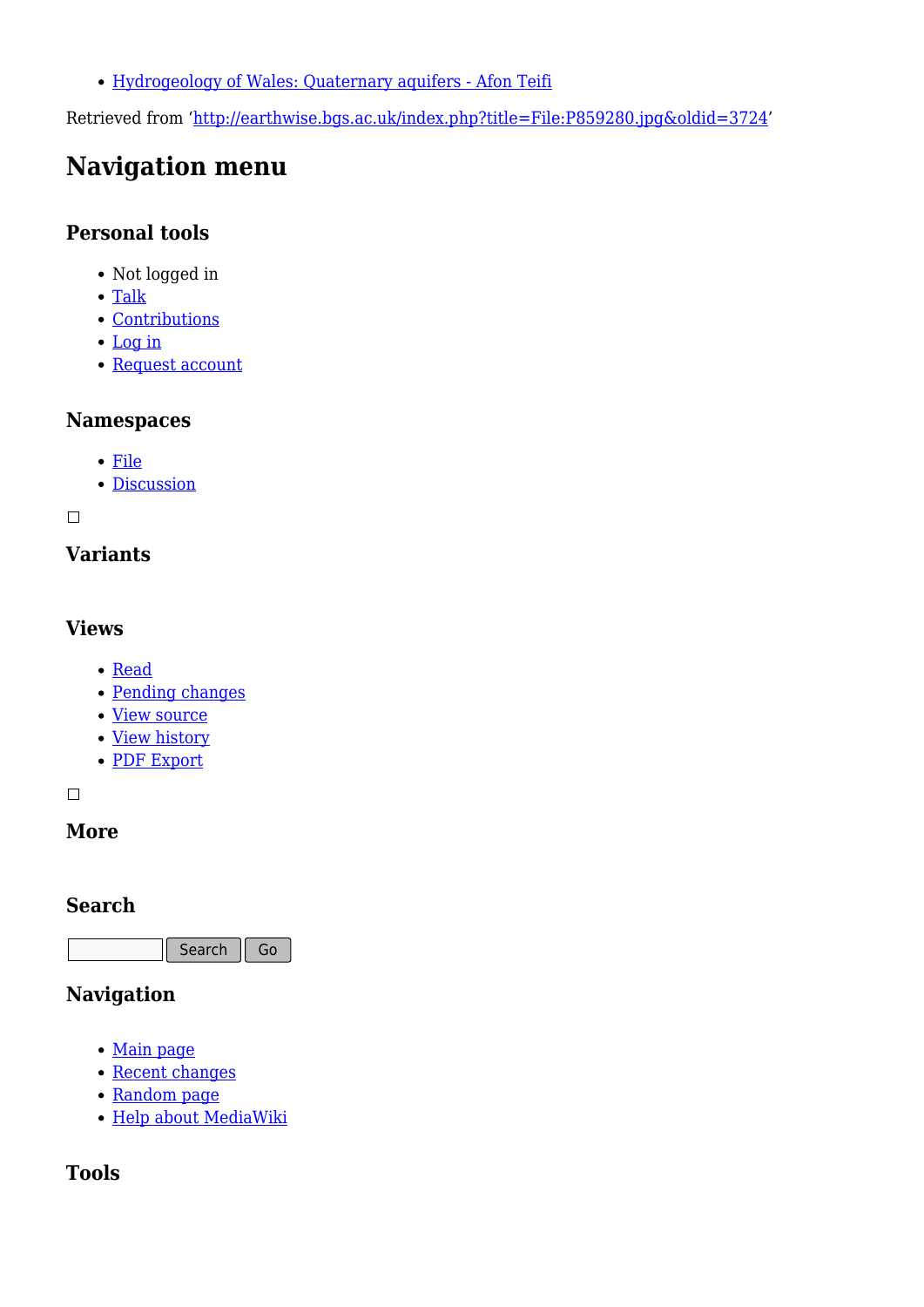- Hydrogeology of Wales: Quaternary aquifers - Afon Teifi

Retrieved from 'http://earthwise.bgs.ac.uk/index.php?title=File:P859280.jpg&oldid=3724'

# Navigation menu

## Personal tools

- Not logged in
- Talk
- Contributions
- Log in
- Request account

## Namespaces

- File
- Discussion

## Variants

## Views

- Read
- Pending changes
- View source
- View history
- PDF Export

## More

## Search

Search Go

## Navigation

- Main page
- Recent changes
- Random page
- Help about MediaWiki

## Tools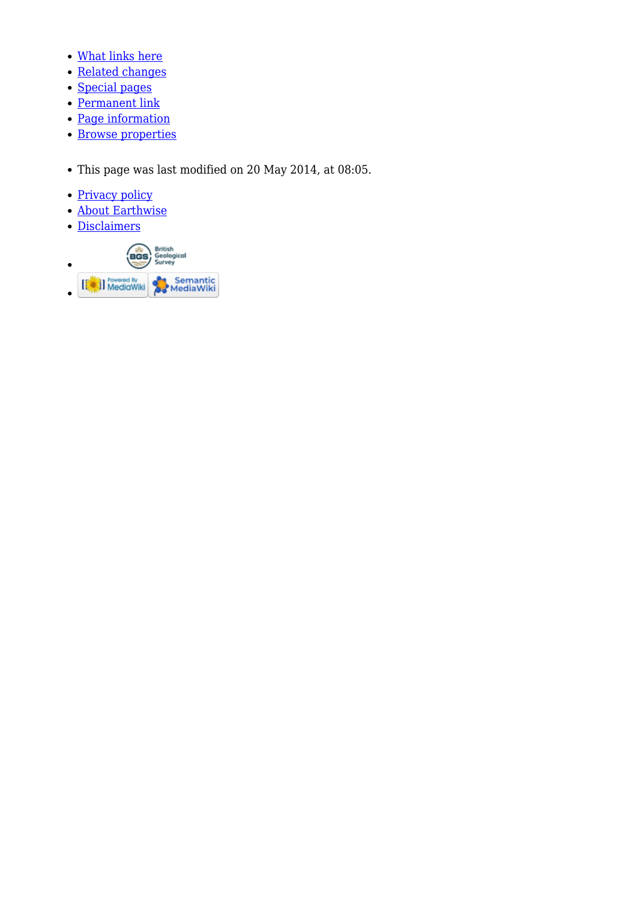- What links here
- Related changes
- Special pages
- Permanent link
- Page information
- Browse properties

- This page was last modified on 20 May 2014, at 08:05.

- Privacy policy
- About Earthwise
- Disclaimers